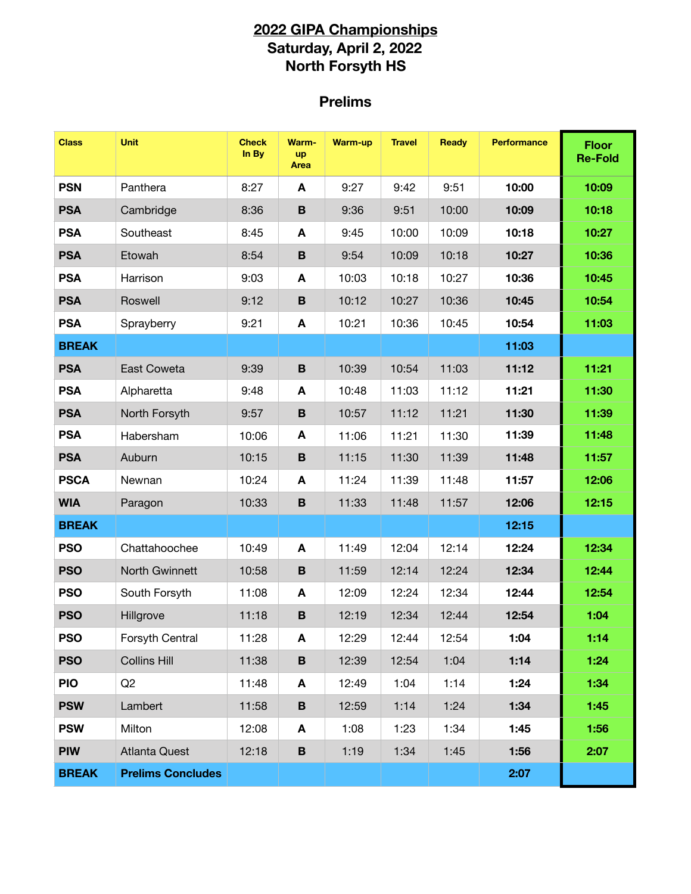# 2022 GIPA Championships

## Saturday, April 2, 2022

## North Forsyth HS

### Prelims

| Class | Unit | Check In By | Warm-up Area | Warm-up | Travel | Ready | Performance | Floor Re-Fold |
|---|---|---|---|---|---|---|---|---|
| **PSN** | Panthera | 8:27 | **A** | 9:27 | 9:42 | 9:51 | **10:00** | **10:09** |
| **PSA** | Cambridge | 8:36 | **B** | 9:36 | 9:51 | 10:00 | **10:09** | **10:18** |
| **PSA** | Southeast | 8:45 | **A** | 9:45 | 10:00 | 10:09 | **10:18** | **10:27** |
| **PSA** | Etowah | 8:54 | **B** | 9:54 | 10:09 | 10:18 | **10:27** | **10:36** |
| **PSA** | Harrison | 9:03 | **A** | 10:03 | 10:18 | 10:27 | **10:36** | **10:45** |
| **PSA** | Roswell | 9:12 | **B** | 10:12 | 10:27 | 10:36 | **10:45** | **10:54** |
| **PSA** | Sprayberry | 9:21 | **A** | 10:21 | 10:36 | 10:45 | **10:54** | **11:03** |
| **BREAK** | | | | | | | **11:03** | |
| **PSA** | East Coweta | 9:39 | **B** | 10:39 | 10:54 | 11:03 | **11:12** | **11:21** |
| **PSA** | Alpharetta | 9:48 | **A** | 10:48 | 11:03 | 11:12 | **11:21** | **11:30** |
| **PSA** | North Forsyth | 9:57 | **B** | 10:57 | 11:12 | 11:21 | **11:30** | **11:39** |
| **PSA** | Habersham | 10:06 | **A** | 11:06 | 11:21 | 11:30 | **11:39** | **11:48** |
| **PSA** | Auburn | 10:15 | **B** | 11:15 | 11:30 | 11:39 | **11:48** | **11:57** |
| **PSCA** | Newnan | 10:24 | **A** | 11:24 | 11:39 | 11:48 | **11:57** | **12:06** |
| **WIA** | Paragon | 10:33 | **B** | 11:33 | 11:48 | 11:57 | **12:06** | **12:15** |
| **BREAK** | | | | | | | **12:15** | |
| **PSO** | Chattahoochee | 10:49 | **A** | 11:49 | 12:04 | 12:14 | **12:24** | **12:34** |
| **PSO** | North Gwinnett | 10:58 | **B** | 11:59 | 12:14 | 12:24 | **12:34** | **12:44** |
| **PSO** | South Forsyth | 11:08 | **A** | 12:09 | 12:24 | 12:34 | **12:44** | **12:54** |
| **PSO** | Hillgrove | 11:18 | **B** | 12:19 | 12:34 | 12:44 | **12:54** | **1:04** |
| **PSO** | Forsyth Central | 11:28 | **A** | 12:29 | 12:44 | 12:54 | **1:04** | **1:14** |
| **PSO** | Collins Hill | 11:38 | **B** | 12:39 | 12:54 | 1:04 | **1:14** | **1:24** |
| **PIO** | Q2 | 11:48 | **A** | 12:49 | 1:04 | 1:14 | **1:24** | **1:34** |
| **PSW** | Lambert | 11:58 | **B** | 12:59 | 1:14 | 1:24 | **1:34** | **1:45** |
| **PSW** | Milton | 12:08 | **A** | 1:08 | 1:23 | 1:34 | **1:45** | **1:56** |
| **PIW** | Atlanta Quest | 12:18 | **B** | 1:19 | 1:34 | 1:45 | **1:56** | **2:07** |
| **BREAK** | **Prelims Concludes** | | | | | | **2:07** | |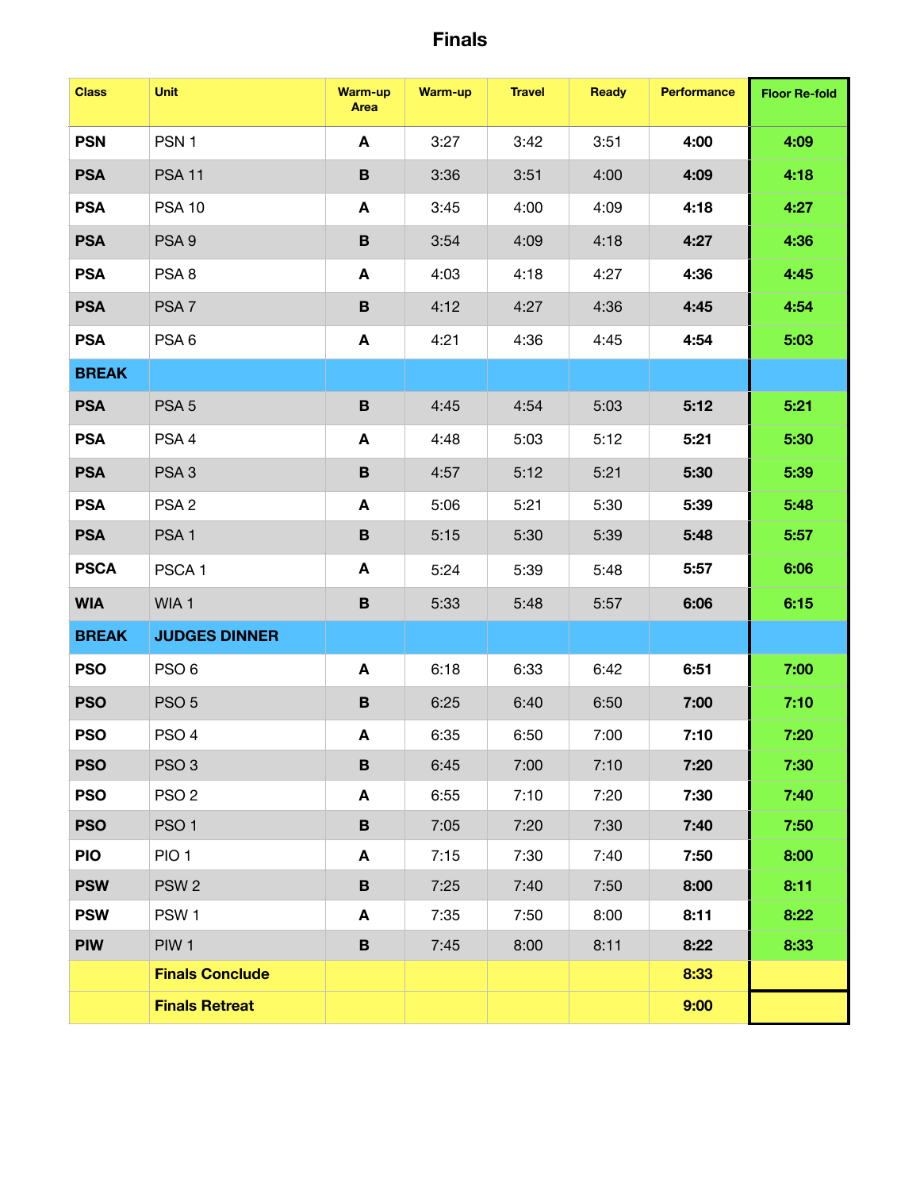# Finals

| Class | Unit | Warm-up Area | Warm-up | Travel | Ready | Performance | Floor Re-fold |
|---|---|---|---|---|---|---|---|
| **PSN** | PSN 1 | **A** | 3:27 | 3:42 | 3:51 | **4:00** | **4:09** |
| **PSA** | PSA 11 | **B** | 3:36 | 3:51 | 4:00 | **4:09** | **4:18** |
| **PSA** | PSA 10 | **A** | 3:45 | 4:00 | 4:09 | **4:18** | **4:27** |
| **PSA** | PSA 9 | **B** | 3:54 | 4:09 | 4:18 | **4:27** | **4:36** |
| **PSA** | PSA 8 | **A** | 4:03 | 4:18 | 4:27 | **4:36** | **4:45** |
| **PSA** | PSA 7 | **B** | 4:12 | 4:27 | 4:36 | **4:45** | **4:54** |
| **PSA** | PSA 6 | **A** | 4:21 | 4:36 | 4:45 | **4:54** | **5:03** |
| **BREAK** | | | | | | | |
| **PSA** | PSA 5 | **B** | 4:45 | 4:54 | 5:03 | **5:12** | **5:21** |
| **PSA** | PSA 4 | **A** | 4:48 | 5:03 | 5:12 | **5:21** | **5:30** |
| **PSA** | PSA 3 | **B** | 4:57 | 5:12 | 5:21 | **5:30** | **5:39** |
| **PSA** | PSA 2 | **A** | 5:06 | 5:21 | 5:30 | **5:39** | **5:48** |
| **PSA** | PSA 1 | **B** | 5:15 | 5:30 | 5:39 | **5:48** | **5:57** |
| **PSCA** | PSCA 1 | **A** | 5:24 | 5:39 | 5:48 | **5:57** | **6:06** |
| **WIA** | WIA 1 | **B** | 5:33 | 5:48 | 5:57 | **6:06** | **6:15** |
| **BREAK** | **JUDGES DINNER** | | | | | | |
| **PSO** | PSO 6 | **A** | 6:18 | 6:33 | 6:42 | **6:51** | **7:00** |
| **PSO** | PSO 5 | **B** | 6:25 | 6:40 | 6:50 | **7:00** | **7:10** |
| **PSO** | PSO 4 | **A** | 6:35 | 6:50 | 7:00 | **7:10** | **7:20** |
| **PSO** | PSO 3 | **B** | 6:45 | 7:00 | 7:10 | **7:20** | **7:30** |
| **PSO** | PSO 2 | **A** | 6:55 | 7:10 | 7:20 | **7:30** | **7:40** |
| **PSO** | PSO 1 | **B** | 7:05 | 7:20 | 7:30 | **7:40** | **7:50** |
| **PIO** | PIO 1 | **A** | 7:15 | 7:30 | 7:40 | **7:50** | **8:00** |
| **PSW** | PSW 2 | **B** | 7:25 | 7:40 | 7:50 | **8:00** | **8:11** |
| **PSW** | PSW 1 | **A** | 7:35 | 7:50 | 8:00 | **8:11** | **8:22** |
| **PIW** | PIW 1 | **B** | 7:45 | 8:00 | 8:11 | **8:22** | **8:33** |
| | **Finals Conclude** | | | | | **8:33** | |
| | **Finals Retreat** | | | | | **9:00** | |